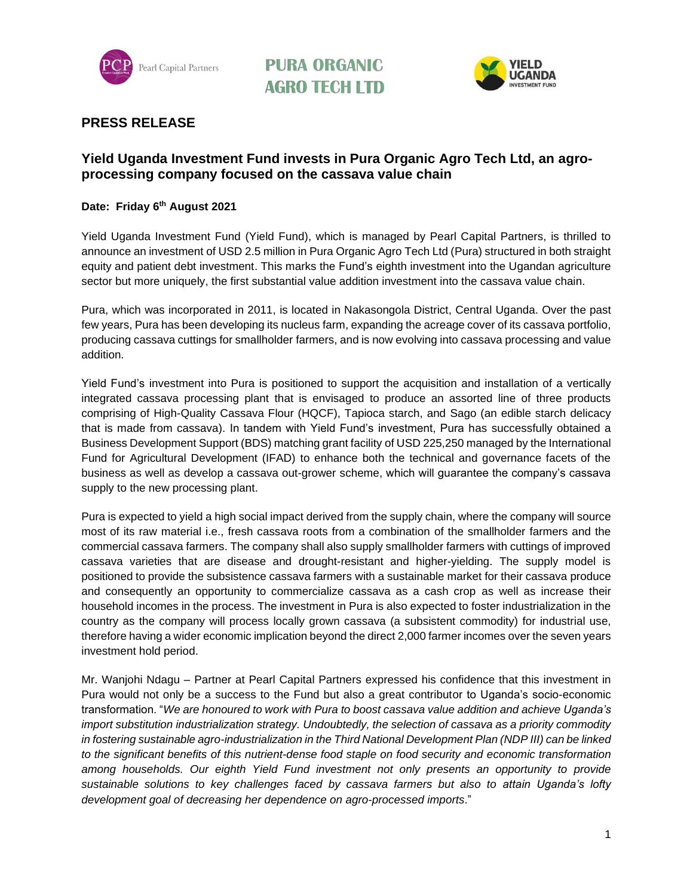Pearl Capital Partners

**PURA ORGANIC AGRO TECH LTD**

YIELD UGANDA INVESTMENT FUND

## PRESS RELEASE

### Yield Uganda Investment Fund invests in Pura Organic Agro Tech Ltd, an agro-processing company focused on the cassava value chain

**Date: Friday 6th August 2021**

Yield Uganda Investment Fund (Yield Fund), which is managed by Pearl Capital Partners, is thrilled to announce an investment of USD 2.5 million in Pura Organic Agro Tech Ltd (Pura) structured in both straight equity and patient debt investment. This marks the Fund's eighth investment into the Ugandan agriculture sector but more uniquely, the first substantial value addition investment into the cassava value chain.

Pura, which was incorporated in 2011, is located in Nakasongola District, Central Uganda. Over the past few years, Pura has been developing its nucleus farm, expanding the acreage cover of its cassava portfolio, producing cassava cuttings for smallholder farmers, and is now evolving into cassava processing and value addition.

Yield Fund's investment into Pura is positioned to support the acquisition and installation of a vertically integrated cassava processing plant that is envisaged to produce an assorted line of three products comprising of High-Quality Cassava Flour (HQCF), Tapioca starch, and Sago (an edible starch delicacy that is made from cassava). In tandem with Yield Fund's investment, Pura has successfully obtained a Business Development Support (BDS) matching grant facility of USD 225,250 managed by the International Fund for Agricultural Development (IFAD) to enhance both the technical and governance facets of the business as well as develop a cassava out-grower scheme, which will guarantee the company's cassava supply to the new processing plant.

Pura is expected to yield a high social impact derived from the supply chain, where the company will source most of its raw material i.e., fresh cassava roots from a combination of the smallholder farmers and the commercial cassava farmers. The company shall also supply smallholder farmers with cuttings of improved cassava varieties that are disease and drought-resistant and higher-yielding. The supply model is positioned to provide the subsistence cassava farmers with a sustainable market for their cassava produce and consequently an opportunity to commercialize cassava as a cash crop as well as increase their household incomes in the process. The investment in Pura is also expected to foster industrialization in the country as the company will process locally grown cassava (a subsistent commodity) for industrial use, therefore having a wider economic implication beyond the direct 2,000 farmer incomes over the seven years investment hold period.

Mr. Wanjohi Ndagu – Partner at Pearl Capital Partners expressed his confidence that this investment in Pura would not only be a success to the Fund but also a great contributor to Uganda's socio-economic transformation. "*We are honoured to work with Pura to boost cassava value addition and achieve Uganda's import substitution industrialization strategy. Undoubtedly, the selection of cassava as a priority commodity in fostering sustainable agro-industrialization in the Third National Development Plan (NDP III) can be linked to the significant benefits of this nutrient-dense food staple on food security and economic transformation among households. Our eighth Yield Fund investment not only presents an opportunity to provide sustainable solutions to key challenges faced by cassava farmers but also to attain Uganda's lofty development goal of decreasing her dependence on agro-processed imports*."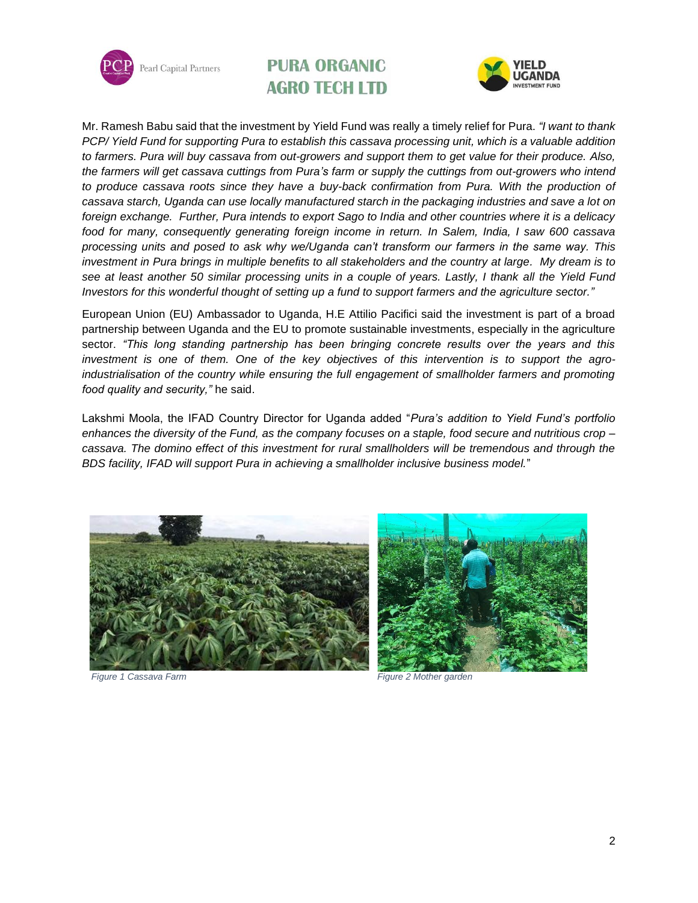Mr. Ramesh Babu said that the investment by Yield Fund was really a timely relief for Pura. *"I want to thank PCP/ Yield Fund for supporting Pura to establish this cassava processing unit, which is a valuable addition to farmers. Pura will buy cassava from out-growers and support them to get value for their produce. Also, the farmers will get cassava cuttings from Pura's farm or supply the cuttings from out-growers who intend to produce cassava roots since they have a buy-back confirmation from Pura. With the production of cassava starch, Uganda can use locally manufactured starch in the packaging industries and save a lot on foreign exchange. Further, Pura intends to export Sago to India and other countries where it is a delicacy food for many, consequently generating foreign income in return. In Salem, India, I saw 600 cassava processing units and posed to ask why we/Uganda can't transform our farmers in the same way. This investment in Pura brings in multiple benefits to all stakeholders and the country at large. My dream is to see at least another 50 similar processing units in a couple of years. Lastly, I thank all the Yield Fund Investors for this wonderful thought of setting up a fund to support farmers and the agriculture sector."*

European Union (EU) Ambassador to Uganda, H.E Attilio Pacifici said the investment is part of a broad partnership between Uganda and the EU to promote sustainable investments, especially in the agriculture sector. *"This long standing partnership has been bringing concrete results over the years and this investment is one of them. One of the key objectives of this intervention is to support the agro-industrialisation of the country while ensuring the full engagement of smallholder farmers and promoting food quality and security,"* he said.

Lakshmi Moola, the IFAD Country Director for Uganda added "*Pura's addition to Yield Fund's portfolio enhances the diversity of the Fund, as the company focuses on a staple, food secure and nutritious crop – cassava. The domino effect of this investment for rural smallholders will be tremendous and through the BDS facility, IFAD will support Pura in achieving a smallholder inclusive business model.*"

*Figure 1 Cassava Farm*

*Figure 2 Mother garden*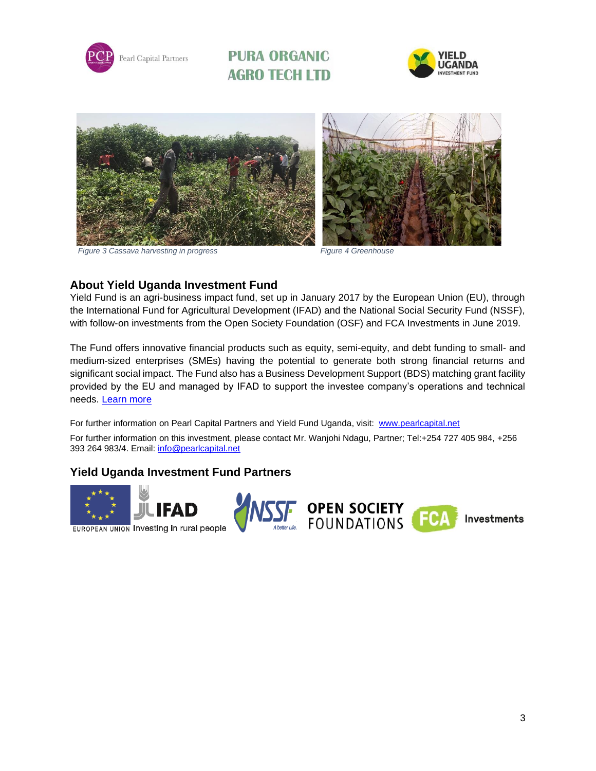*Figure 3 Cassava harvesting in progress*

*Figure 4 Greenhouse*

## About Yield Uganda Investment Fund

Yield Fund is an agri-business impact fund, set up in January 2017 by the European Union (EU), through the International Fund for Agricultural Development (IFAD) and the National Social Security Fund (NSSF), with follow-on investments from the Open Society Foundation (OSF) and FCA Investments in June 2019.

The Fund offers innovative financial products such as equity, semi-equity, and debt funding to small- and medium-sized enterprises (SMEs) having the potential to generate both strong financial returns and significant social impact. The Fund also has a Business Development Support (BDS) matching grant facility provided by the EU and managed by IFAD to support the investee company's operations and technical needs. [Learn more]

For further information on Pearl Capital Partners and Yield Fund Uganda, visit: www.pearlcapital.net

For further information on this investment, please contact Mr. Wanjohi Ndagu, Partner; Tel:+254 727 405 984, +256 393 264 983/4. Email: info@pearlcapital.net

## Yield Uganda Investment Fund Partners